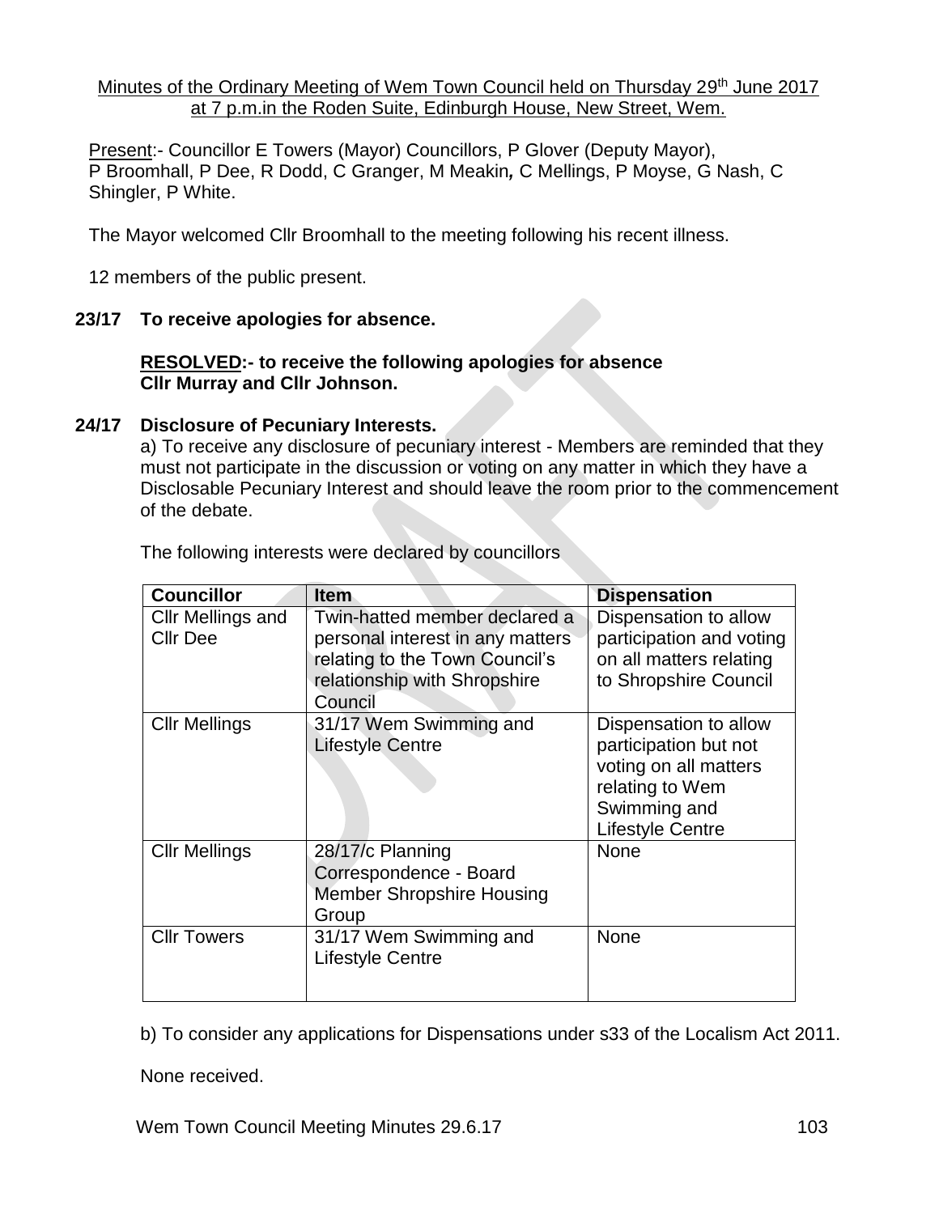Minutes of the Ordinary Meeting of Wem Town Council held on Thursday 29th June 2017 at 7 p.m.in the Roden Suite, Edinburgh House, New Street, Wem.

Present:- Councillor E Towers (Mayor) Councillors, P Glover (Deputy Mayor), P Broomhall, P Dee, R Dodd, C Granger, M Meakin*,* C Mellings, P Moyse, G Nash, C Shingler, P White.

The Mayor welcomed Cllr Broomhall to the meeting following his recent illness.

12 members of the public present.

**23/17 To receive apologies for absence.**

**RESOLVED:- to receive the following apologies for absence Cllr Murray and Cllr Johnson.**

**24/17 Disclosure of Pecuniary Interests.**

a) To receive any disclosure of pecuniary interest - Members are reminded that they must not participate in the discussion or voting on any matter in which they have a Disclosable Pecuniary Interest and should leave the room prior to the commencement of the debate.

The following interests were declared by councillors

| Councillor | Item | Dispensation |
|---|---|---|
| Cllr Mellings and Cllr Dee | Twin-hatted member declared a personal interest in any matters relating to the Town Council's relationship with Shropshire Council | Dispensation to allow participation and voting on all matters relating to Shropshire Council |
| Cllr Mellings | 31/17 Wem Swimming and Lifestyle Centre | Dispensation to allow participation but not voting on all matters relating to Wem Swimming and Lifestyle Centre |
| Cllr Mellings | 28/17/c Planning Correspondence - Board Member Shropshire Housing Group | None |
| Cllr Towers | 31/17 Wem Swimming and Lifestyle Centre | None |

b) To consider any applications for Dispensations under s33 of the Localism Act 2011.

None received.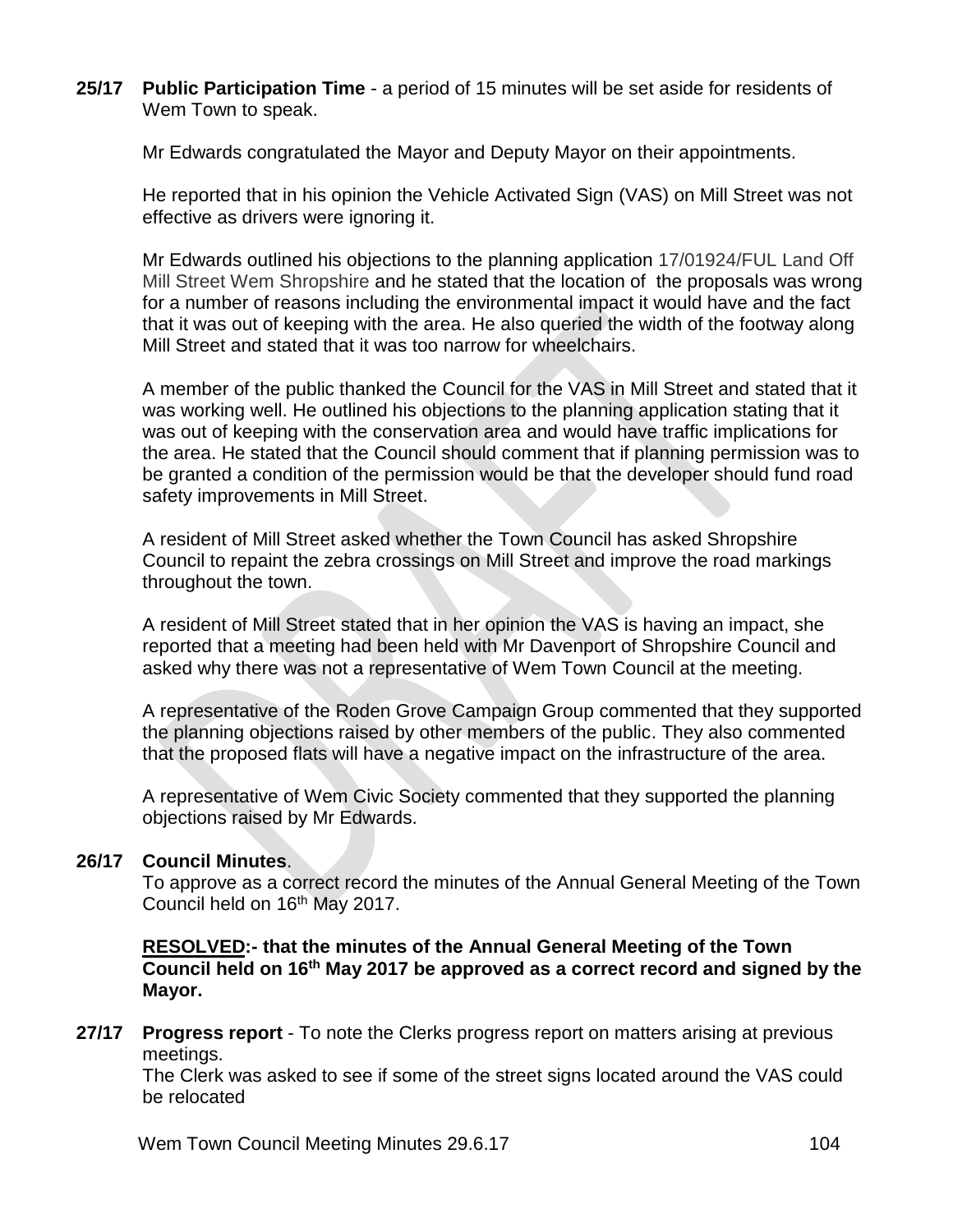**25/17 Public Participation Time** - a period of 15 minutes will be set aside for residents of Wem Town to speak.

Mr Edwards congratulated the Mayor and Deputy Mayor on their appointments.

He reported that in his opinion the Vehicle Activated Sign (VAS) on Mill Street was not effective as drivers were ignoring it.

Mr Edwards outlined his objections to the planning application 17/01924/FUL Land Off Mill Street Wem Shropshire and he stated that the location of the proposals was wrong for a number of reasons including the environmental impact it would have and the fact that it was out of keeping with the area. He also queried the width of the footway along Mill Street and stated that it was too narrow for wheelchairs.

A member of the public thanked the Council for the VAS in Mill Street and stated that it was working well. He outlined his objections to the planning application stating that it was out of keeping with the conservation area and would have traffic implications for the area. He stated that the Council should comment that if planning permission was to be granted a condition of the permission would be that the developer should fund road safety improvements in Mill Street.

A resident of Mill Street asked whether the Town Council has asked Shropshire Council to repaint the zebra crossings on Mill Street and improve the road markings throughout the town.

A resident of Mill Street stated that in her opinion the VAS is having an impact, she reported that a meeting had been held with Mr Davenport of Shropshire Council and asked why there was not a representative of Wem Town Council at the meeting.

A representative of the Roden Grove Campaign Group commented that they supported the planning objections raised by other members of the public. They also commented that the proposed flats will have a negative impact on the infrastructure of the area.

A representative of Wem Civic Society commented that they supported the planning objections raised by Mr Edwards.

**26/17 Council Minutes**.

To approve as a correct record the minutes of the Annual General Meeting of the Town Council held on 16th May 2017.

**RESOLVED:- that the minutes of the Annual General Meeting of the Town Council held on 16th May 2017 be approved as a correct record and signed by the Mayor.**

**27/17 Progress report** - To note the Clerks progress report on matters arising at previous meetings.

The Clerk was asked to see if some of the street signs located around the VAS could be relocated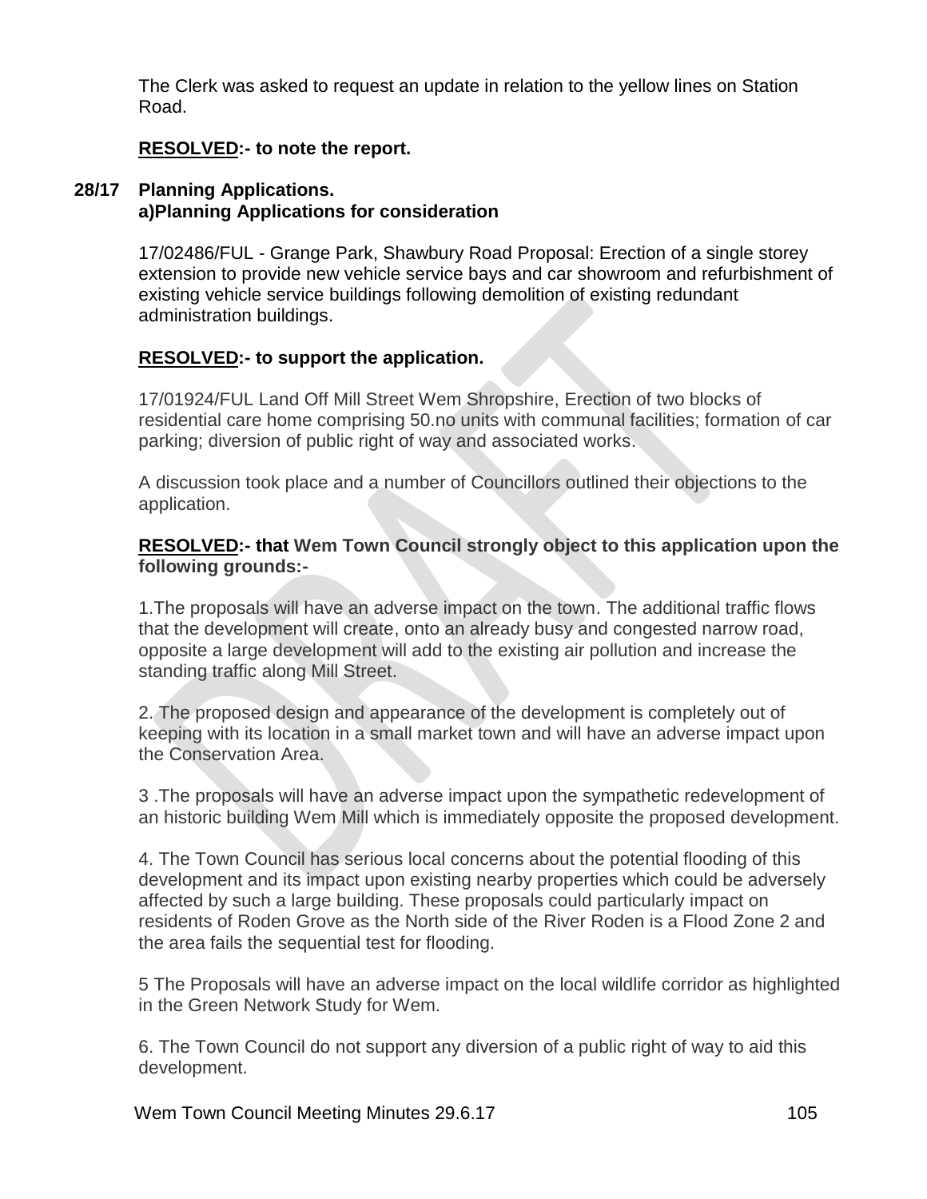The Clerk was asked to request an update in relation to the yellow lines on Station Road.

**RESOLVED:- to note the report.**

**28/17 Planning Applications.**
**a)Planning Applications for consideration**

17/02486/FUL - Grange Park, Shawbury Road Proposal: Erection of a single storey extension to provide new vehicle service bays and car showroom and refurbishment of existing vehicle service buildings following demolition of existing redundant administration buildings.

**RESOLVED:- to support the application.**

17/01924/FUL Land Off Mill Street Wem Shropshire, Erection of two blocks of residential care home comprising 50.no units with communal facilities; formation of car parking; diversion of public right of way and associated works.

A discussion took place and a number of Councillors outlined their objections to the application.

**RESOLVED:- that Wem Town Council strongly object to this application upon the following grounds:-**

1.The proposals will have an adverse impact on the town. The additional traffic flows that the development will create, onto an already busy and congested narrow road, opposite a large development will add to the existing air pollution and increase the standing traffic along Mill Street.

2. The proposed design and appearance of the development is completely out of keeping with its location in a small market town and will have an adverse impact upon the Conservation Area.

3 .The proposals will have an adverse impact upon the sympathetic redevelopment of an historic building Wem Mill which is immediately opposite the proposed development.

4. The Town Council has serious local concerns about the potential flooding of this development and its impact upon existing nearby properties which could be adversely affected by such a large building. These proposals could particularly impact on residents of Roden Grove as the North side of the River Roden is a Flood Zone 2 and the area fails the sequential test for flooding.

5 The Proposals will have an adverse impact on the local wildlife corridor as highlighted in the Green Network Study for Wem.

6. The Town Council do not support any diversion of a public right of way to aid this development.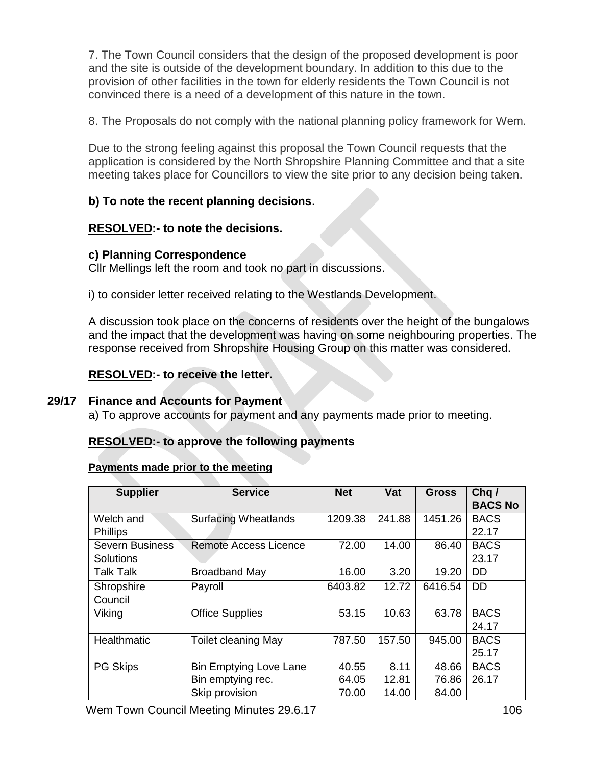7. The Town Council considers that the design of the proposed development is poor and the site is outside of the development boundary. In addition to this due to the provision of other facilities in the town for elderly residents the Town Council is not convinced there is a need of a development of this nature in the town.

8. The Proposals do not comply with the national planning policy framework for Wem.

Due to the strong feeling against this proposal the Town Council requests that the application is considered by the North Shropshire Planning Committee and that a site meeting takes place for Councillors to view the site prior to any decision being taken.

**b) To note the recent planning decisions**.

**<u>RESOLVED</u>:- to note the decisions.**

**c) Planning Correspondence**

Cllr Mellings left the room and took no part in discussions.

i) to consider letter received relating to the Westlands Development.

A discussion took place on the concerns of residents over the height of the bungalows and the impact that the development was having on some neighbouring properties. The response received from Shropshire Housing Group on this matter was considered.

**<u>RESOLVED</u>:- to receive the letter.**

**29/17 Finance and Accounts for Payment**

a) To approve accounts for payment and any payments made prior to meeting.

**<u>RESOLVED</u>:- to approve the following payments**

**<u>Payments made prior to the meeting</u>**

| Supplier | Service | Net | Vat | Gross | Chq / BACS No |
|---|---|---|---|---|---|
| Welch and Phillips | Surfacing Wheatlands | 1209.38 | 241.88 | 1451.26 | BACS 22.17 |
| Severn Business Solutions | Remote Access Licence | 72.00 | 14.00 | 86.40 | BACS 23.17 |
| Talk Talk | Broadband May | 16.00 | 3.20 | 19.20 | DD |
| Shropshire Council | Payroll | 6403.82 | 12.72 | 6416.54 | DD |
| Viking | Office Supplies | 53.15 | 10.63 | 63.78 | BACS 24.17 |
| Healthmatic | Toilet cleaning May | 787.50 | 157.50 | 945.00 | BACS 25.17 |
| PG Skips | Bin Emptying Love Lane<br>Bin emptying rec.<br>Skip provision | 40.55<br>64.05<br>70.00 | 8.11<br>12.81<br>14.00 | 48.66<br>76.86<br>84.00 | BACS 26.17 |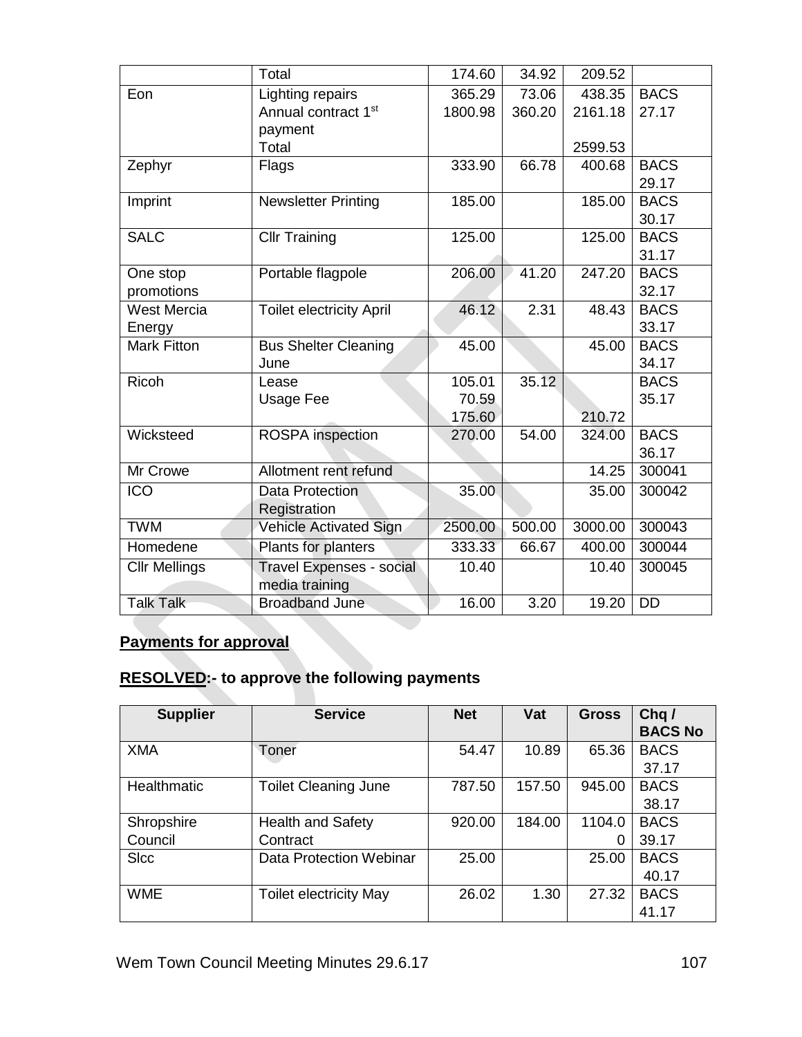| | Total | 174.60 | 34.92 | 209.52 | |
|---|---|---|---|---|---|
| Eon | Lighting repairs<br>Annual contract 1st payment<br>Total | 365.29<br>1800.98 | 73.06<br>360.20 | 438.35<br>2161.18<br><br>2599.53 | BACS 27.17 |
| Zephyr | Flags | 333.90 | 66.78 | 400.68 | BACS 29.17 |
| Imprint | Newsletter Printing | 185.00 | | 185.00 | BACS 30.17 |
| SALC | Cllr Training | 125.00 | | 125.00 | BACS 31.17 |
| One stop promotions | Portable flagpole | 206.00 | 41.20 | 247.20 | BACS 32.17 |
| West Mercia Energy | Toilet electricity April | 46.12 | 2.31 | 48.43 | BACS 33.17 |
| Mark Fitton | Bus Shelter Cleaning June | 45.00 | | 45.00 | BACS 34.17 |
| Ricoh | Lease<br>Usage Fee | 105.01<br>70.59<br>175.60 | 35.12 | <br><br>210.72 | BACS 35.17 |
| Wicksteed | ROSPA inspection | 270.00 | 54.00 | 324.00 | BACS 36.17 |
| Mr Crowe | Allotment rent refund | | | 14.25 | 300041 |
| ICO | Data Protection Registration | 35.00 | | 35.00 | 300042 |
| TWM | Vehicle Activated Sign | 2500.00 | 500.00 | 3000.00 | 300043 |
| Homedene | Plants for planters | 333.33 | 66.67 | 400.00 | 300044 |
| Cllr Mellings | Travel Expenses - social media training | 10.40 | | 10.40 | 300045 |
| Talk Talk | Broadband June | 16.00 | 3.20 | 19.20 | DD |

**Payments for approval**

## **RESOLVED:- to approve the following payments**

| Supplier | Service | Net | Vat | Gross | Chq / BACS No |
|---|---|---|---|---|---|
| XMA | Toner | 54.47 | 10.89 | 65.36 | BACS 37.17 |
| Healthmatic | Toilet Cleaning June | 787.50 | 157.50 | 945.00 | BACS 38.17 |
| Shropshire Council | Health and Safety Contract | 920.00 | 184.00 | 1104.00 | BACS 39.17 |
| Slcc | Data Protection Webinar | 25.00 | | 25.00 | BACS 40.17 |
| WME | Toilet electricity May | 26.02 | 1.30 | 27.32 | BACS 41.17 |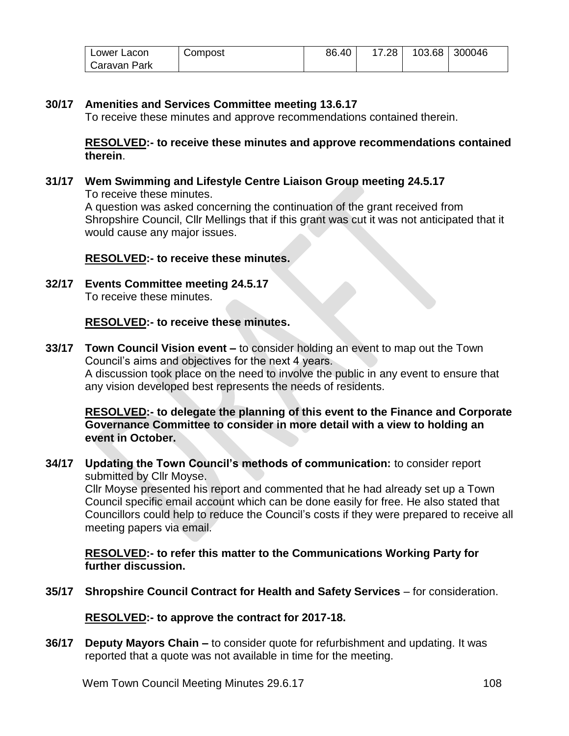| Lower Lacon Caravan Park | Compost | 86.40 | 17.28 | 103.68 | 300046 |
|---|---|---|---|---|---|

**30/17 Amenities and Services Committee meeting 13.6.17**

To receive these minutes and approve recommendations contained therein.

**RESOLVED:- to receive these minutes and approve recommendations contained therein**.

**31/17 Wem Swimming and Lifestyle Centre Liaison Group meeting 24.5.17**

To receive these minutes.

A question was asked concerning the continuation of the grant received from Shropshire Council, Cllr Mellings that if this grant was cut it was not anticipated that it would cause any major issues.

**RESOLVED:- to receive these minutes.**

**32/17 Events Committee meeting 24.5.17**

To receive these minutes.

**RESOLVED:- to receive these minutes.**

**33/17 Town Council Vision event –** to consider holding an event to map out the Town Council's aims and objectives for the next 4 years.

A discussion took place on the need to involve the public in any event to ensure that any vision developed best represents the needs of residents.

**RESOLVED:- to delegate the planning of this event to the Finance and Corporate Governance Committee to consider in more detail with a view to holding an event in October.**

**34/17 Updating the Town Council's methods of communication:** to consider report submitted by Cllr Moyse.

Cllr Moyse presented his report and commented that he had already set up a Town Council specific email account which can be done easily for free. He also stated that Councillors could help to reduce the Council's costs if they were prepared to receive all meeting papers via email.

**RESOLVED:- to refer this matter to the Communications Working Party for further discussion.**

**35/17 Shropshire Council Contract for Health and Safety Services** – for consideration.

**RESOLVED:- to approve the contract for 2017-18.**

**36/17 Deputy Mayors Chain –** to consider quote for refurbishment and updating. It was reported that a quote was not available in time for the meeting.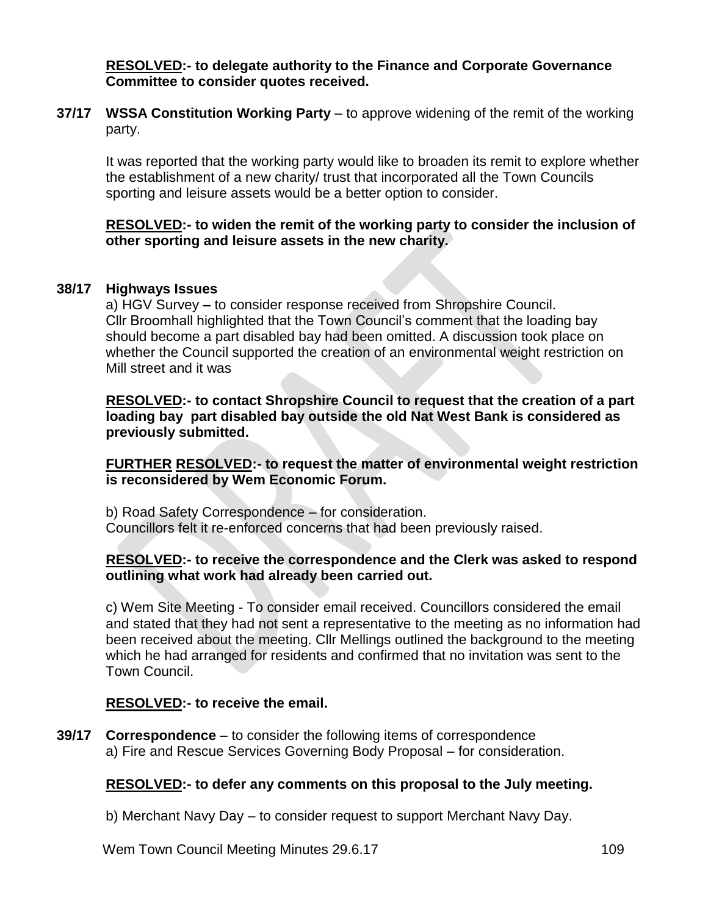**RESOLVED:- to delegate authority to the Finance and Corporate Governance Committee to consider quotes received.**

**37/17 WSSA Constitution Working Party** – to approve widening of the remit of the working party.

It was reported that the working party would like to broaden its remit to explore whether the establishment of a new charity/ trust that incorporated all the Town Councils sporting and leisure assets would be a better option to consider.

**RESOLVED:- to widen the remit of the working party to consider the inclusion of other sporting and leisure assets in the new charity.**

**38/17 Highways Issues**

a) HGV Survey **–** to consider response received from Shropshire Council. Cllr Broomhall highlighted that the Town Council's comment that the loading bay should become a part disabled bay had been omitted. A discussion took place on whether the Council supported the creation of an environmental weight restriction on Mill street and it was

**RESOLVED:- to contact Shropshire Council to request that the creation of a part loading bay part disabled bay outside the old Nat West Bank is considered as previously submitted.**

**FURTHER RESOLVED:- to request the matter of environmental weight restriction is reconsidered by Wem Economic Forum.**

b) Road Safety Correspondence – for consideration.
Councillors felt it re-enforced concerns that had been previously raised.

**RESOLVED:- to receive the correspondence and the Clerk was asked to respond outlining what work had already been carried out.**

c) Wem Site Meeting - To consider email received. Councillors considered the email and stated that they had not sent a representative to the meeting as no information had been received about the meeting. Cllr Mellings outlined the background to the meeting which he had arranged for residents and confirmed that no invitation was sent to the Town Council.

**RESOLVED:- to receive the email.**

**39/17 Correspondence** – to consider the following items of correspondence

a) Fire and Rescue Services Governing Body Proposal – for consideration.

**RESOLVED:- to defer any comments on this proposal to the July meeting.**

b) Merchant Navy Day – to consider request to support Merchant Navy Day.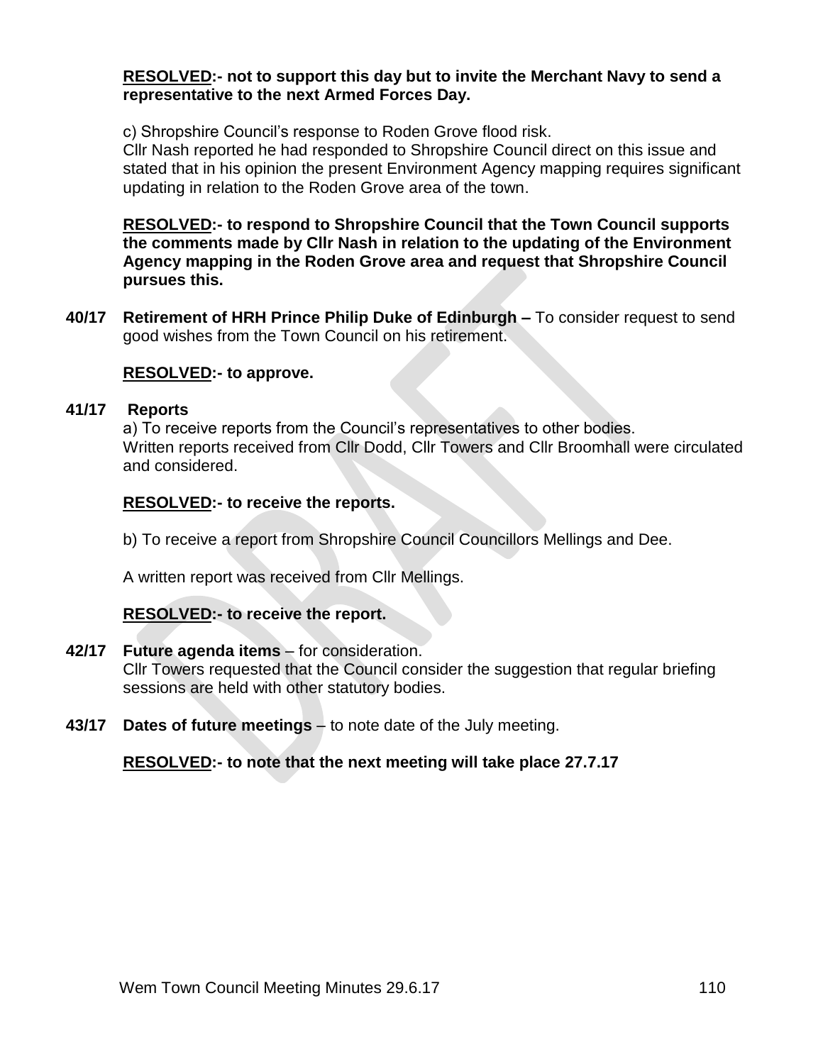**<u>RESOLVED</u>:- not to support this day but to invite the Merchant Navy to send a representative to the next Armed Forces Day.**

c) Shropshire Council's response to Roden Grove flood risk.
Cllr Nash reported he had responded to Shropshire Council direct on this issue and stated that in his opinion the present Environment Agency mapping requires significant updating in relation to the Roden Grove area of the town.

**<u>RESOLVED</u>:- to respond to Shropshire Council that the Town Council supports the comments made by Cllr Nash in relation to the updating of the Environment Agency mapping in the Roden Grove area and request that Shropshire Council pursues this.**

**40/17 Retirement of HRH Prince Philip Duke of Edinburgh –** To consider request to send good wishes from the Town Council on his retirement.

**<u>RESOLVED</u>:- to approve.**

**41/17 Reports**

a) To receive reports from the Council's representatives to other bodies.
Written reports received from Cllr Dodd, Cllr Towers and Cllr Broomhall were circulated and considered.

**<u>RESOLVED</u>:- to receive the reports.**

b) To receive a report from Shropshire Council Councillors Mellings and Dee.

A written report was received from Cllr Mellings.

**<u>RESOLVED</u>:- to receive the report.**

**42/17 Future agenda items** – for consideration.
Cllr Towers requested that the Council consider the suggestion that regular briefing sessions are held with other statutory bodies.

**43/17 Dates of future meetings** – to note date of the July meeting.

**<u>RESOLVED</u>:- to note that the next meeting will take place 27.7.17**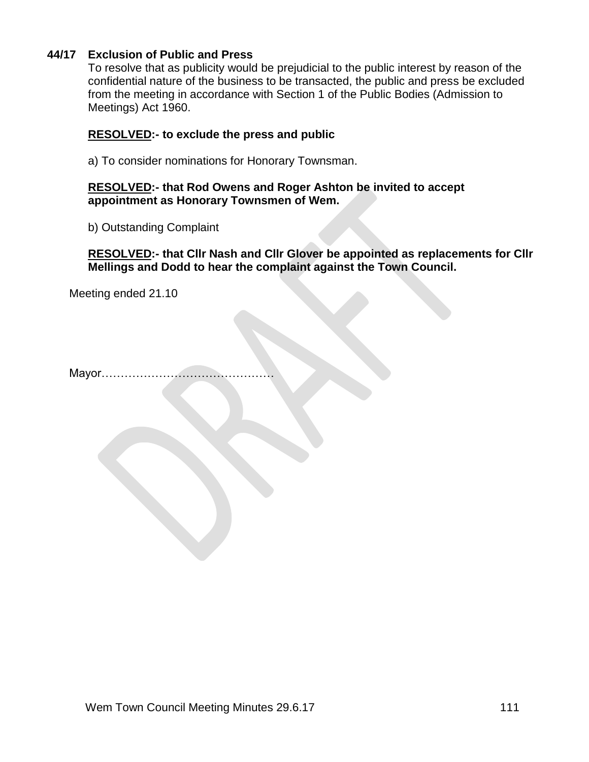**44/17 Exclusion of Public and Press**

To resolve that as publicity would be prejudicial to the public interest by reason of the confidential nature of the business to be transacted, the public and press be excluded from the meeting in accordance with Section 1 of the Public Bodies (Admission to Meetings) Act 1960.

**RESOLVED:- to exclude the press and public**

a) To consider nominations for Honorary Townsman.

**RESOLVED:- that Rod Owens and Roger Ashton be invited to accept appointment as Honorary Townsmen of Wem.**

b) Outstanding Complaint

**RESOLVED:- that Cllr Nash and Cllr Glover be appointed as replacements for Cllr Mellings and Dodd to hear the complaint against the Town Council.**

Meeting ended 21.10

Mayor………………………………………